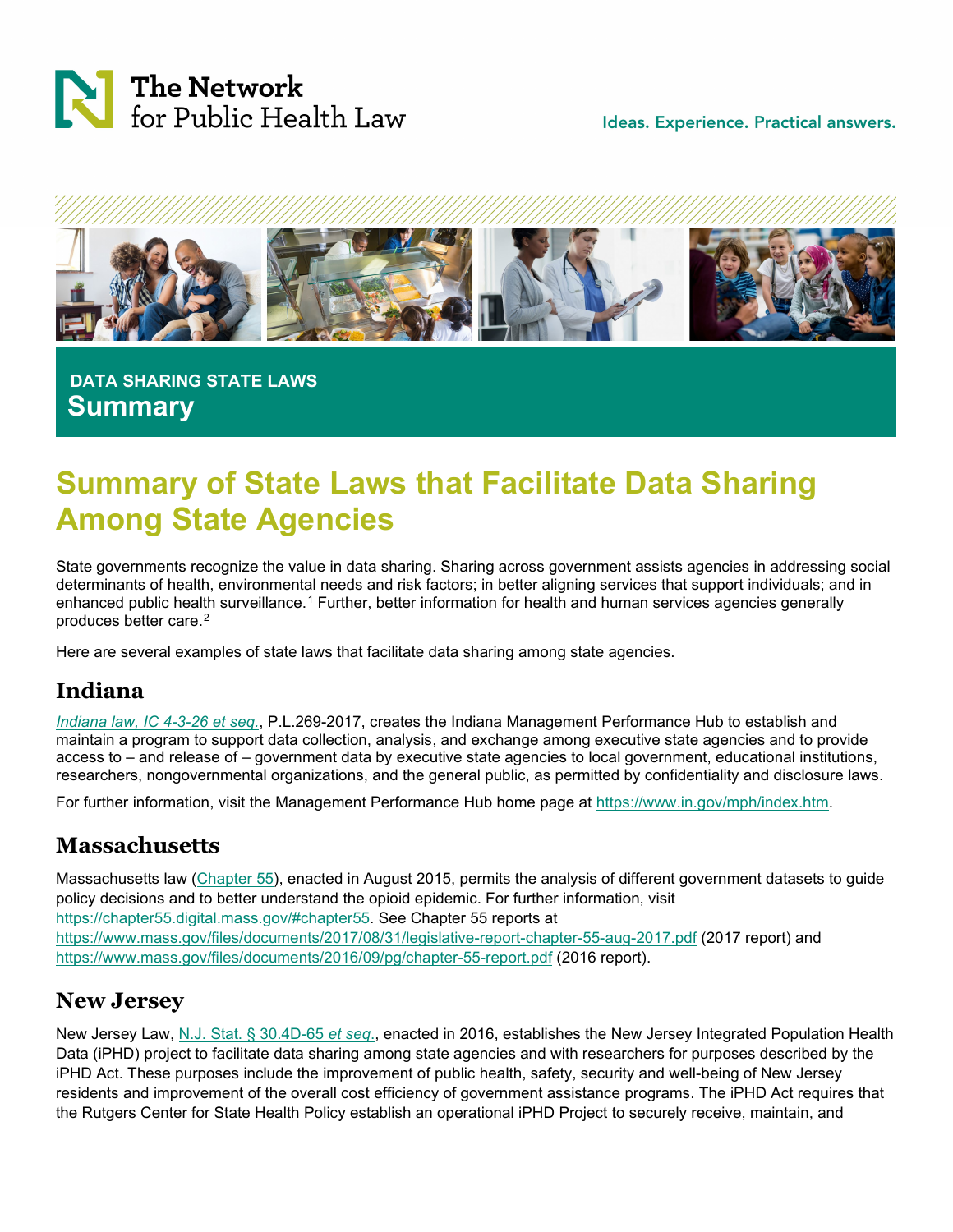The Network for Public Health Law

Ideas. Experience. Practical answers.

**DATA SHARING STATE LAWS**

**Summary**

# Summary of State Laws that Facilitate Data Sharing Among State Agencies

State governments recognize the value in data sharing. Sharing across government assists agencies in addressing social determinants of health, environmental needs and risk factors; in better aligning services that support individuals; and in enhanced public health surveillance.[1] Further, better information for health and human services agencies generally produces better care.[2]

Here are several examples of state laws that facilitate data sharing among state agencies.

## Indiana

*Indiana law, IC 4-3-26 et seq.*, P.L.269-2017, creates the Indiana Management Performance Hub to establish and maintain a program to support data collection, analysis, and exchange among executive state agencies and to provide access to – and release of – government data by executive state agencies to local government, educational institutions, researchers, nongovernmental organizations, and the general public, as permitted by confidentiality and disclosure laws.

For further information, visit the Management Performance Hub home page at https://www.in.gov/mph/index.htm.

## Massachusetts

Massachusetts law (Chapter 55), enacted in August 2015, permits the analysis of different government datasets to guide policy decisions and to better understand the opioid epidemic. For further information, visit https://chapter55.digital.mass.gov/#chapter55. See Chapter 55 reports at https://www.mass.gov/files/documents/2017/08/31/legislative-report-chapter-55-aug-2017.pdf (2017 report) and https://www.mass.gov/files/documents/2016/09/pg/chapter-55-report.pdf (2016 report).

## New Jersey

New Jersey Law, N.J. Stat. § 30.4D-65 *et seq.*, enacted in 2016, establishes the New Jersey Integrated Population Health Data (iPHD) project to facilitate data sharing among state agencies and with researchers for purposes described by the iPHD Act. These purposes include the improvement of public health, safety, security and well-being of New Jersey residents and improvement of the overall cost efficiency of government assistance programs. The iPHD Act requires that the Rutgers Center for State Health Policy establish an operational iPHD Project to securely receive, maintain, and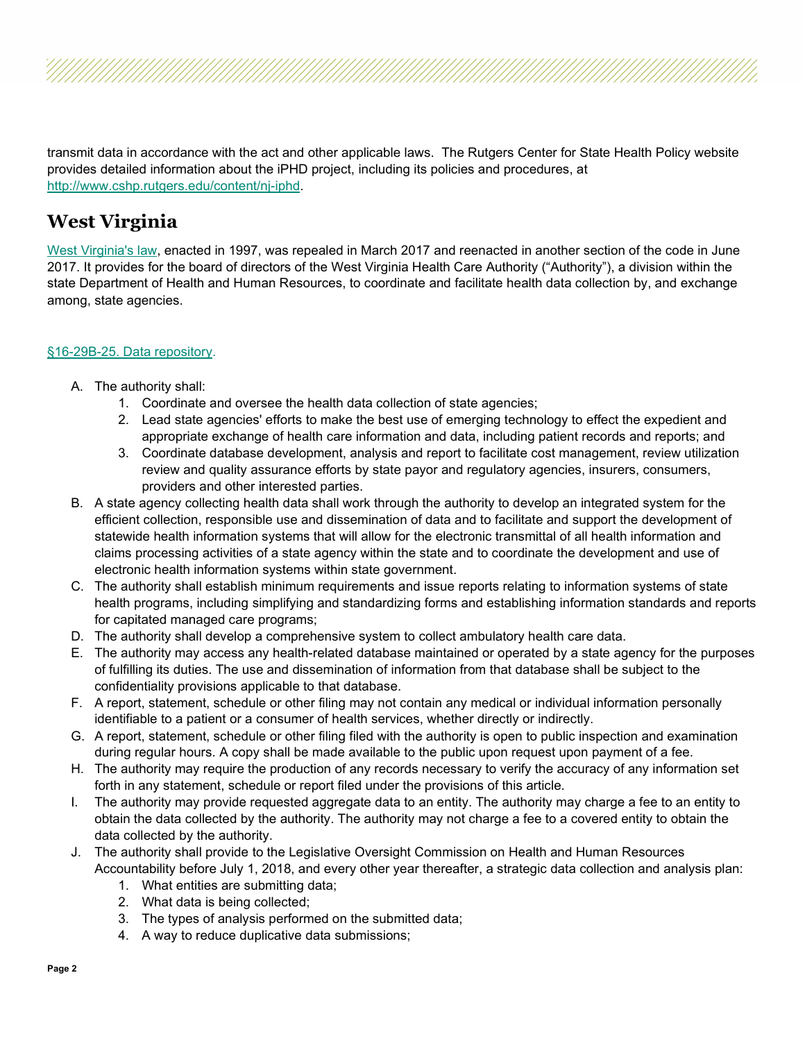transmit data in accordance with the act and other applicable laws. The Rutgers Center for State Health Policy website provides detailed information about the iPHD project, including its policies and procedures, at [http://www.cshp.rutgers.edu/content/nj-iphd](http://www.cshp.rutgers.edu/content/nj-iphd).

## West Virginia

[West Virginia's law](), enacted in 1997, was repealed in March 2017 and reenacted in another section of the code in June 2017. It provides for the board of directors of the West Virginia Health Care Authority ("Authority"), a division within the state Department of Health and Human Resources, to coordinate and facilitate health data collection by, and exchange among, state agencies.

[§16-29B-25. Data repository]().

A. The authority shall:
   1. Coordinate and oversee the health data collection of state agencies;
   2. Lead state agencies' efforts to make the best use of emerging technology to effect the expedient and appropriate exchange of health care information and data, including patient records and reports; and
   3. Coordinate database development, analysis and report to facilitate cost management, review utilization review and quality assurance efforts by state payor and regulatory agencies, insurers, consumers, providers and other interested parties.

B. A state agency collecting health data shall work through the authority to develop an integrated system for the efficient collection, responsible use and dissemination of data and to facilitate and support the development of statewide health information systems that will allow for the electronic transmittal of all health information and claims processing activities of a state agency within the state and to coordinate the development and use of electronic health information systems within state government.

C. The authority shall establish minimum requirements and issue reports relating to information systems of state health programs, including simplifying and standardizing forms and establishing information standards and reports for capitated managed care programs;

D. The authority shall develop a comprehensive system to collect ambulatory health care data.

E. The authority may access any health-related database maintained or operated by a state agency for the purposes of fulfilling its duties. The use and dissemination of information from that database shall be subject to the confidentiality provisions applicable to that database.

F. A report, statement, schedule or other filing may not contain any medical or individual information personally identifiable to a patient or a consumer of health services, whether directly or indirectly.

G. A report, statement, schedule or other filing filed with the authority is open to public inspection and examination during regular hours. A copy shall be made available to the public upon request upon payment of a fee.

H. The authority may require the production of any records necessary to verify the accuracy of any information set forth in any statement, schedule or report filed under the provisions of this article.

I. The authority may provide requested aggregate data to an entity. The authority may charge a fee to an entity to obtain the data collected by the authority. The authority may not charge a fee to a covered entity to obtain the data collected by the authority.

J. The authority shall provide to the Legislative Oversight Commission on Health and Human Resources Accountability before July 1, 2018, and every other year thereafter, a strategic data collection and analysis plan:
   1. What entities are submitting data;
   2. What data is being collected;
   3. The types of analysis performed on the submitted data;
   4. A way to reduce duplicative data submissions;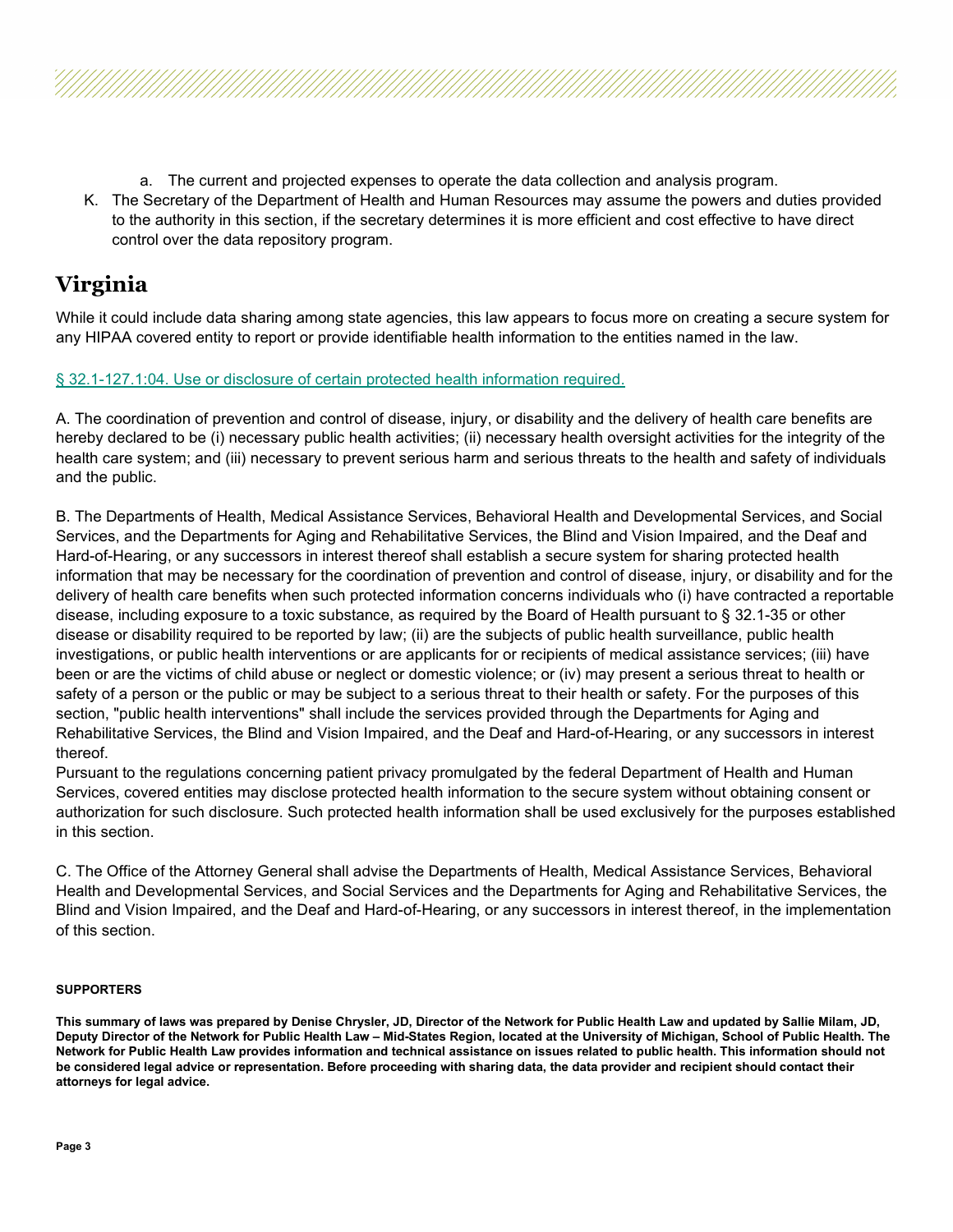a. The current and projected expenses to operate the data collection and analysis program.

K. The Secretary of the Department of Health and Human Resources may assume the powers and duties provided to the authority in this section, if the secretary determines it is more efficient and cost effective to have direct control over the data repository program.

# Virginia

While it could include data sharing among state agencies, this law appears to focus more on creating a secure system for any HIPAA covered entity to report or provide identifiable health information to the entities named in the law.

[§ 32.1-127.1:04. Use or disclosure of certain protected health information required.]

A. The coordination of prevention and control of disease, injury, or disability and the delivery of health care benefits are hereby declared to be (i) necessary public health activities; (ii) necessary health oversight activities for the integrity of the health care system; and (iii) necessary to prevent serious harm and serious threats to the health and safety of individuals and the public.

B. The Departments of Health, Medical Assistance Services, Behavioral Health and Developmental Services, and Social Services, and the Departments for Aging and Rehabilitative Services, the Blind and Vision Impaired, and the Deaf and Hard-of-Hearing, or any successors in interest thereof shall establish a secure system for sharing protected health information that may be necessary for the coordination of prevention and control of disease, injury, or disability and for the delivery of health care benefits when such protected information concerns individuals who (i) have contracted a reportable disease, including exposure to a toxic substance, as required by the Board of Health pursuant to § 32.1-35 or other disease or disability required to be reported by law; (ii) are the subjects of public health surveillance, public health investigations, or public health interventions or are applicants for or recipients of medical assistance services; (iii) have been or are the victims of child abuse or neglect or domestic violence; or (iv) may present a serious threat to health or safety of a person or the public or may be subject to a serious threat to their health or safety. For the purposes of this section, "public health interventions" shall include the services provided through the Departments for Aging and Rehabilitative Services, the Blind and Vision Impaired, and the Deaf and Hard-of-Hearing, or any successors in interest thereof.

Pursuant to the regulations concerning patient privacy promulgated by the federal Department of Health and Human Services, covered entities may disclose protected health information to the secure system without obtaining consent or authorization for such disclosure. Such protected health information shall be used exclusively for the purposes established in this section.

C. The Office of the Attorney General shall advise the Departments of Health, Medical Assistance Services, Behavioral Health and Developmental Services, and Social Services and the Departments for Aging and Rehabilitative Services, the Blind and Vision Impaired, and the Deaf and Hard-of-Hearing, or any successors in interest thereof, in the implementation of this section.

**SUPPORTERS**

**This summary of laws was prepared by Denise Chrysler, JD, Director of the Network for Public Health Law and updated by Sallie Milam, JD, Deputy Director of the Network for Public Health Law – Mid-States Region, located at the University of Michigan, School of Public Health. The Network for Public Health Law provides information and technical assistance on issues related to public health. This information should not be considered legal advice or representation. Before proceeding with sharing data, the data provider and recipient should contact their attorneys for legal advice.**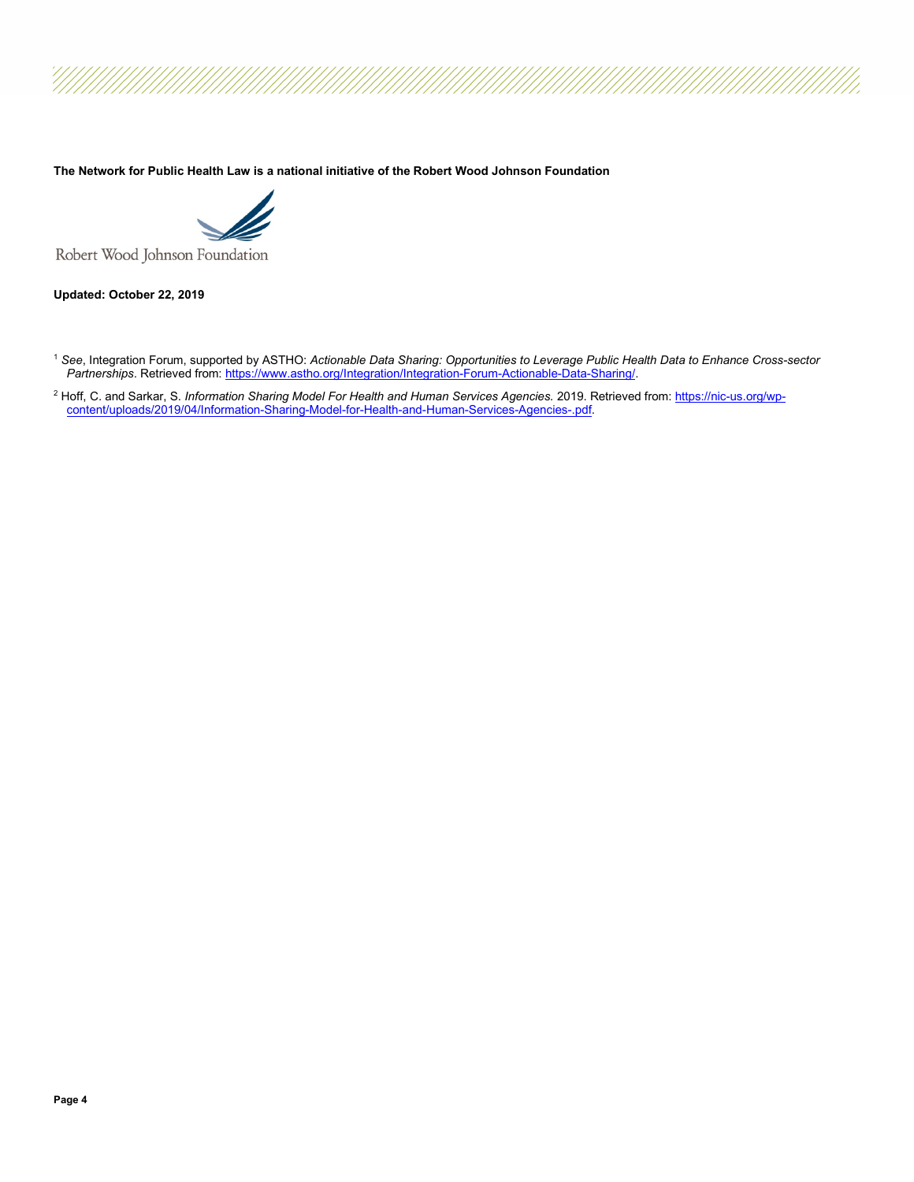**The Network for Public Health Law is a national initiative of the Robert Wood Johnson Foundation**

Robert Wood Johnson Foundation

**Updated: October 22, 2019**

[1] *See*, Integration Forum, supported by ASTHO: *Actionable Data Sharing: Opportunities to Leverage Public Health Data to Enhance Cross-sector Partnerships*. Retrieved from: https://www.astho.org/Integration/Integration-Forum-Actionable-Data-Sharing/.

[2] Hoff, C. and Sarkar, S. *Information Sharing Model For Health and Human Services Agencies.* 2019. Retrieved from: https://nic-us.org/wp-content/uploads/2019/04/Information-Sharing-Model-for-Health-and-Human-Services-Agencies-.pdf.